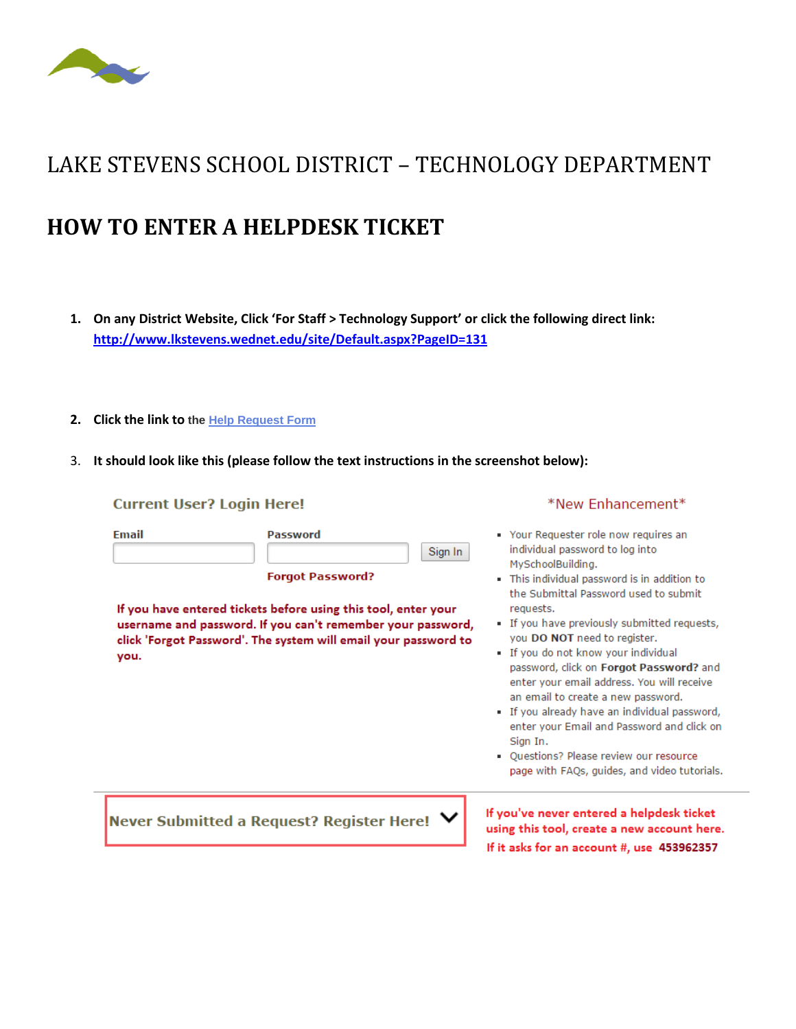# LAKE STEVENS SCHOOL DISTRICT – TECHNOLOGY DEPARTMENT

## HOW TO ENTER A HELPDESK TICKET

1. **On any District Website, Click 'For Staff > Technology Support' or click the following direct link:** **http://www.lkstevens.wednet.edu/site/Default.aspx?PageID=131**

2. **Click the link to the Help Request Form**

3. **It should look like this (please follow the text instructions in the screenshot below):**

**Current User? Login Here!**

**Email** | **Password** | Sign In

**Forgot Password?**

**If you have entered tickets before using this tool, enter your username and password. If you can't remember your password, click 'Forgot Password'. The system will email your password to you.**

*New Enhancement*

- Your Requester role now requires an individual password to log into MySchoolBuilding.
- This individual password is in addition to the Submittal Password used to submit requests.
- If you have previously submitted requests, you **DO NOT** need to register.
- If you do not know your individual password, click on **Forgot Password?** and enter your email address. You will receive an email to create a new password.
- If you already have an individual password, enter your Email and Password and click on Sign In.
- Questions? Please review our resource page with FAQs, guides, and video tutorials.

**Never Submitted a Request? Register Here!**

**If you've never entered a helpdesk ticket using this tool, create a new account here.**

**If it asks for an account #, use 453962357**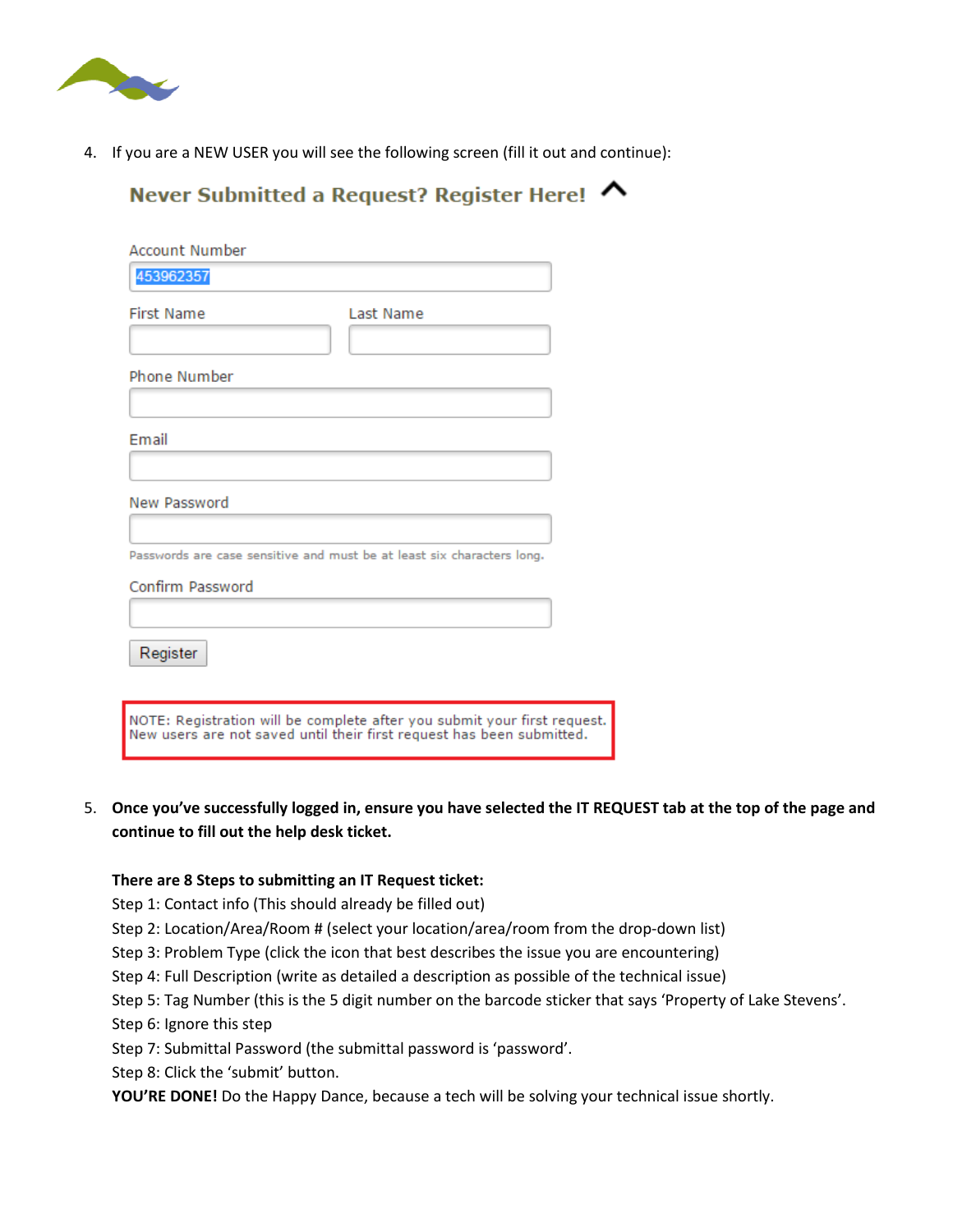4. If you are a NEW USER you will see the following screen (fill it out and continue):

**Never Submitted a Request? Register Here!**

Account Number
453962357

First Name

Last Name

Phone Number

Email

New Password

Passwords are case sensitive and must be at least six characters long.

Confirm Password

Register

NOTE: Registration will be complete after you submit your first request.
New users are not saved until their first request has been submitted.

5. **Once you've successfully logged in, ensure you have selected the IT REQUEST tab at the top of the page and continue to fill out the help desk ticket.**

   **There are 8 Steps to submitting an IT Request ticket:**
   Step 1: Contact info (This should already be filled out)
   Step 2: Location/Area/Room # (select your location/area/room from the drop-down list)
   Step 3: Problem Type (click the icon that best describes the issue you are encountering)
   Step 4: Full Description (write as detailed a description as possible of the technical issue)
   Step 5: Tag Number (this is the 5 digit number on the barcode sticker that says 'Property of Lake Stevens'.
   Step 6: Ignore this step
   Step 7: Submittal Password (the submittal password is 'password'.
   Step 8: Click the 'submit' button.
   **YOU'RE DONE!** Do the Happy Dance, because a tech will be solving your technical issue shortly.